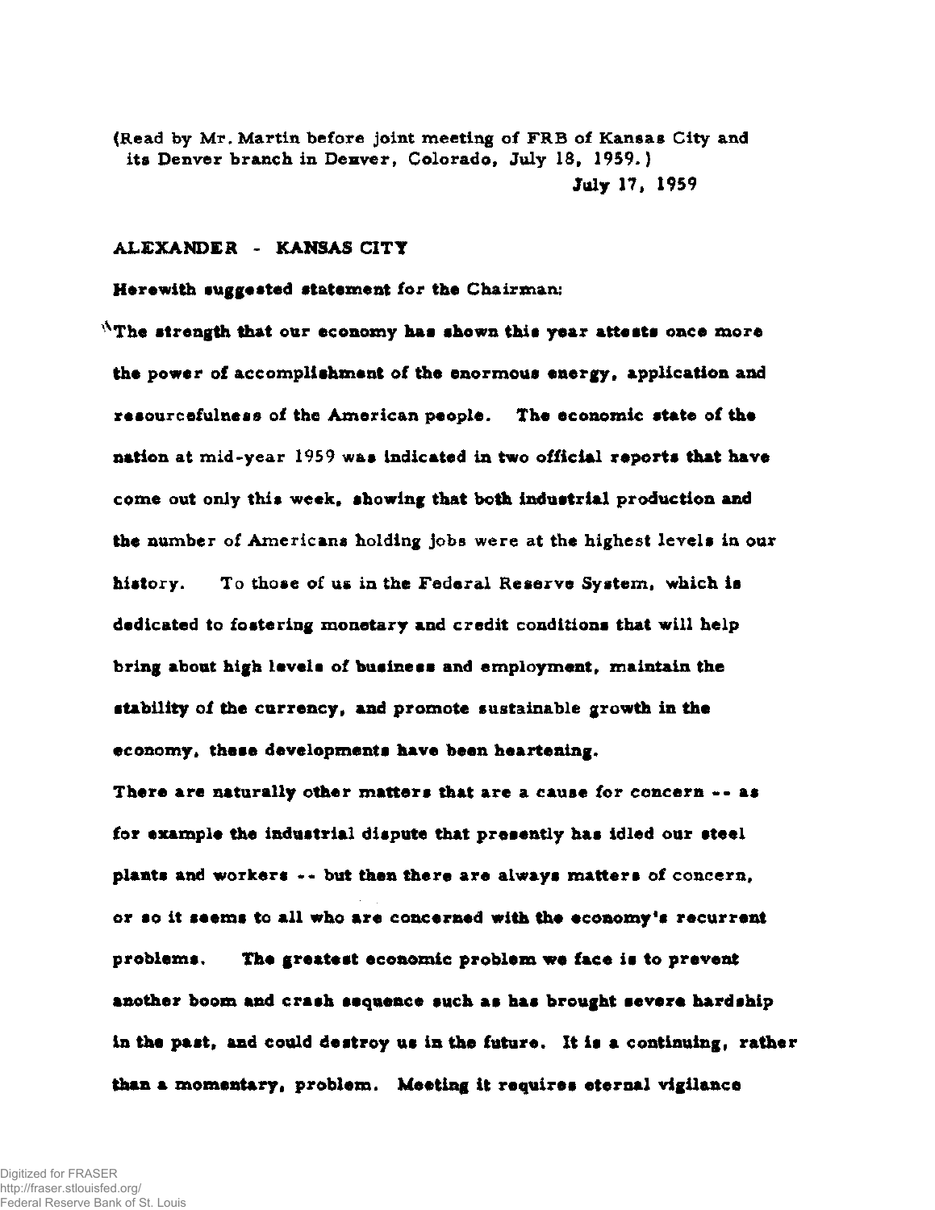(Read by Mr. Martin before joint meeting of FRB of Kansas City and its Denver branch in Denver, Colorado, July 18, 1959.)

July 17, 1959

ALEXANDER - KANSAS CITY

Herewith suggested statement for the Chairman:

"The strength that our economy has shown this year attests once more the power of accomplishment of the enormous energy, application and resourcefulness of the American people. The economic state of the nation at mid-year 1959 was indicated in two official reports that have come out only this week, showing that both industrial production and the number of Americans holding jobs were at the highest levels in our history. To those of us in the Federal Reserve System, which is dedicated to fostering monetary and credit conditions that will help bring about high levels of business and employment, maintain the stability of the currency, and promote sustainable growth in the economy, these developments have been heartening.

There are naturally other matters that are a cause for concern -- as for example the industrial dispute that presently has idled our steel plants and workers -- but then there are always matters of concern, or so it seems to all who are concerned with the economy's recurrent problems. The greatest economic problem we face is to prevent another boom and crash sequence such as has brought severe hardship in the past, and could destroy us in the future. It is a continuing, rather than a momentary, problem. Meeting it requires eternal vigilance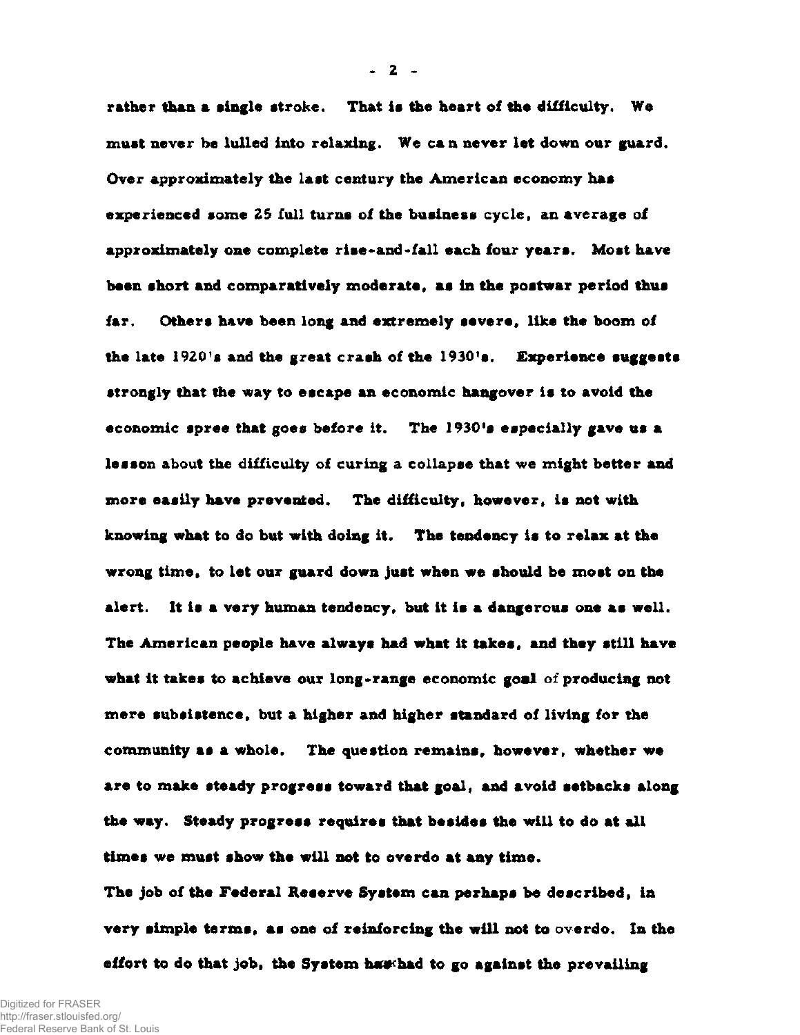rather than a single stroke. That is the heart of the difficulty. We must never be lulled into relaxing. We can never let down our guard. Over approximately the last century the American economy has experienced some 25 full turns of the business cycle, an average of approximately one complete rise-and-fall each four years. Most have been short and comparatively moderate, as in the postwar period thus far. Others have been long and extremely severe, like the boom of the late 1920's and the great crash of the 1930's. Experience suggests strongly that the way to escape an economic hangover is to avoid the economic spree that goes before it. The 1930's especially gave us a lesson about the difficulty of curing a collapse that we might better and more easily have prevented. The difficulty, however, is not with knowing what to do but with doing it. The tendency is to relax at the wrong time, to let our guard down just when we should be most on the alert. It is a very human tendency, but it is a dangerous one as well. The American people have always had what it takes, and they still have what it takes to achieve our long-range economic goal of producing not mere subsistence, but a higher and higher standard of living for the community as a whole. The question remains, however, whether we are to make steady progress toward that goal, and avoid setbacks along the way. Steady progress requires that besides the will to do at all times we must show the will not to overdo at any time.

The job of the Federal Reserve System can perhaps be described, in very simple terms, as one of reinforcing the will not to overdo. In the effort to do that job, the System has had to go against the prevailing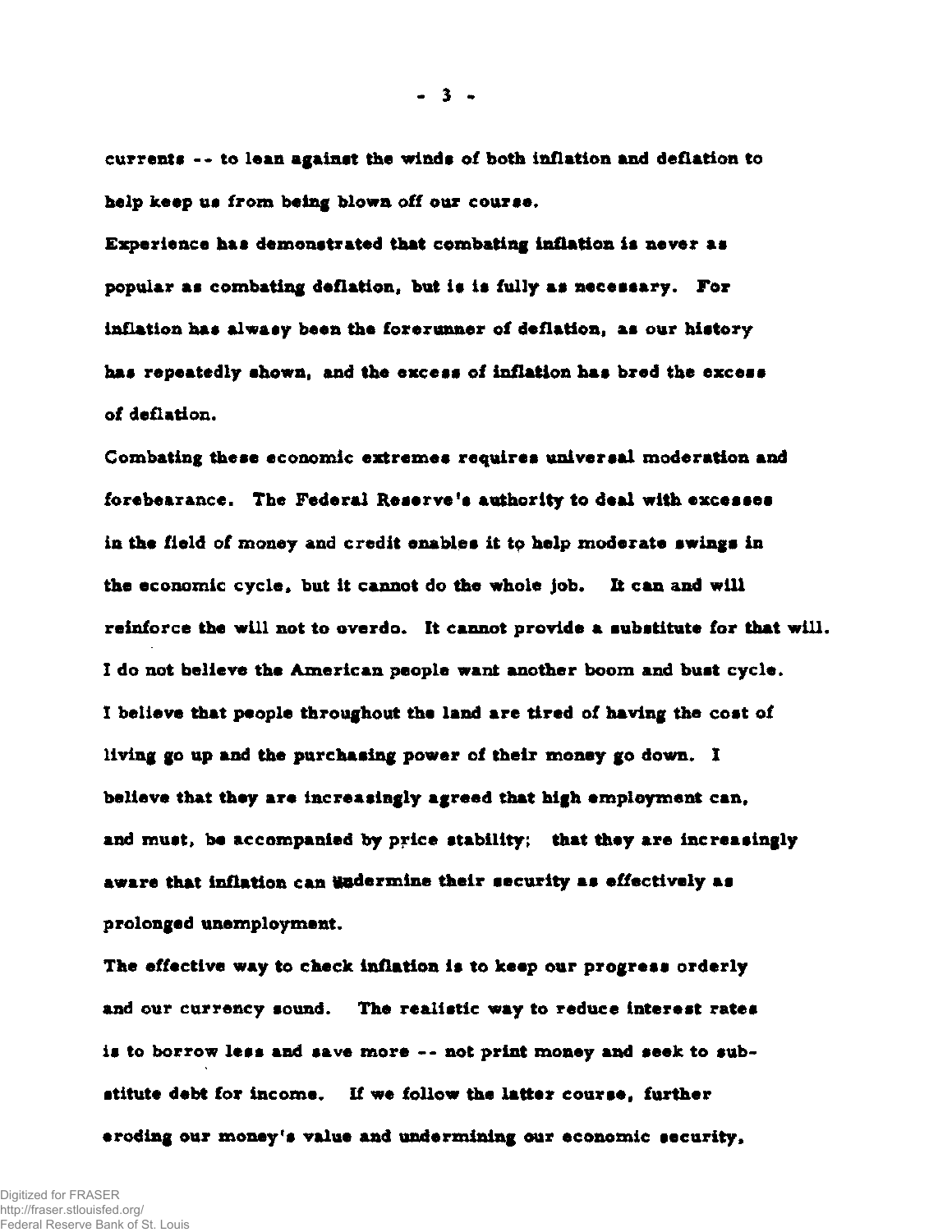currents -- to lean against the winds of both inflation and deflation to help keep us from being blown off our course.

Experience has demonstrated that combating inflation is never as popular as combating deflation, but is is fully as necessary. For inflation has alwasy been the forerunner of deflation, as our history has repeatedly shown, and the excess of inflation has bred the excess of deflation.

Combating these economic extremes requires universal moderation and forebearance. The Federal Reserve's authority to deal with excesses in the field of money and credit enables it to help moderate swings in the economic cycle, but it cannot do the whole job. It can and will reinforce the will not to overdo. It cannot provide a substitute for that will.

I do not believe the American people want another boom and bust cycle. I believe that people throughout the land are tired of having the cost of living go up and the purchasing power of their money go down. I believe that they are increasingly agreed that high employment can, and must, be accompanied by price stability; that they are increasingly aware that inflation can undermine their security as effectively as prolonged unemployment.

The effective way to check inflation is to keep our progress orderly and our currency sound. The realistic way to reduce interest rates is to borrow less and save more -- not print money and seek to substitute debt for income. If we follow the latter course, further eroding our money's value and undermining our economic security,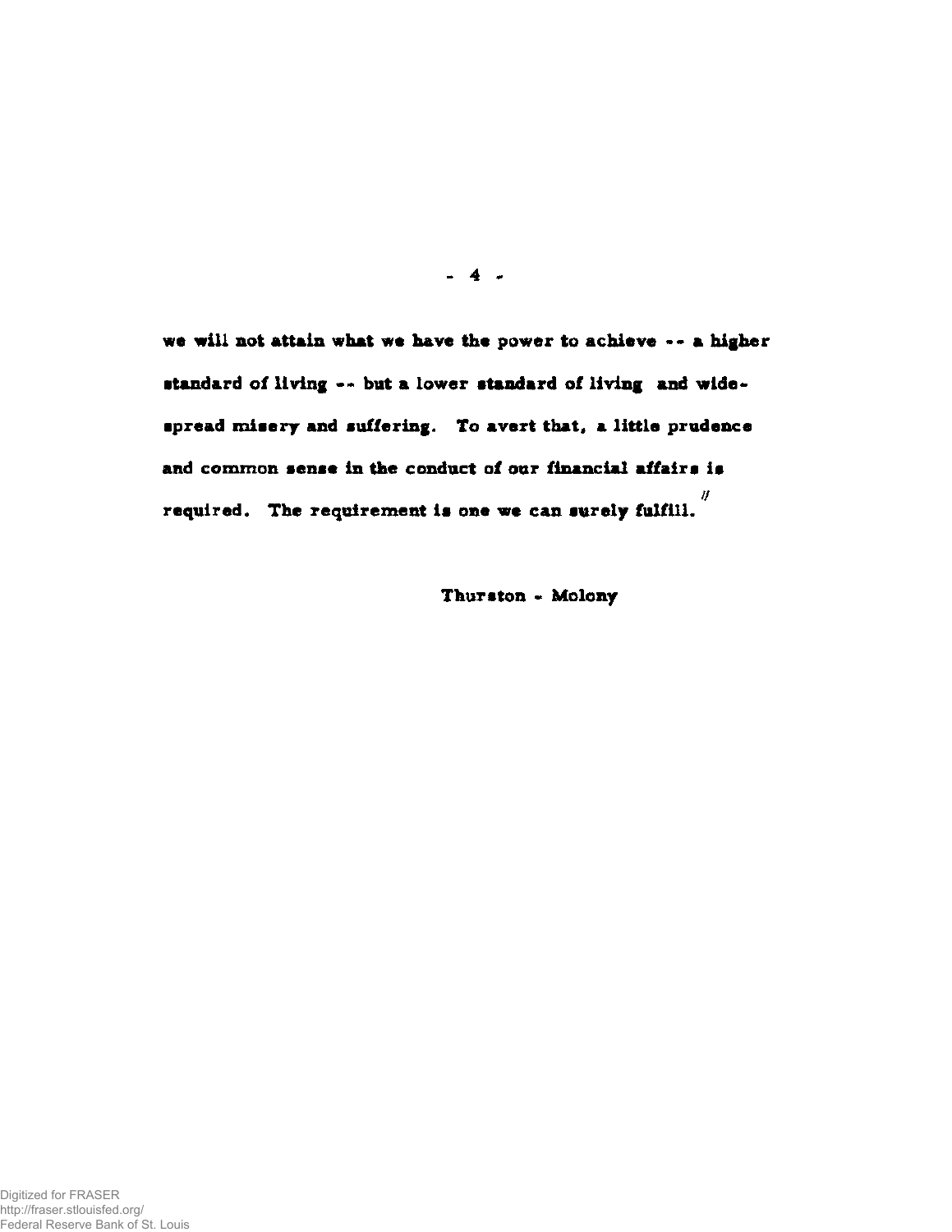we will not attain what we have the power to achieve -- a higher standard of living -- but a lower standard of living and widespread misery and suffering. To avert that, a little prudence and common sense in the conduct of our financial affairs is required. The requirement is one we can surely fulfill. //

Thurston - Molony